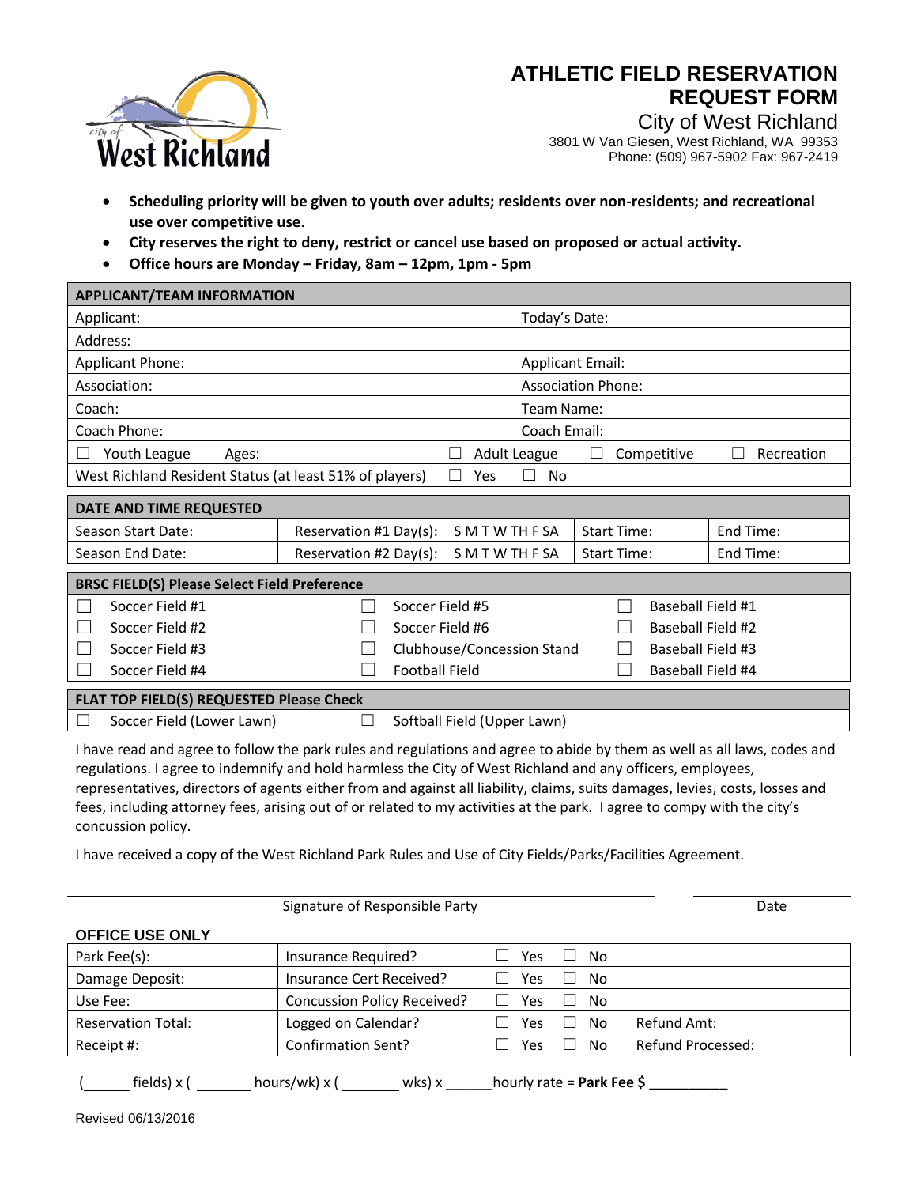# ATHLETIC FIELD RESERVATION REQUEST FORM

City of West Richland
3801 W Van Giesen, West Richland, WA 99353
Phone: (509) 967-5902 Fax: 967-2419

- **Scheduling priority will be given to youth over adults; residents over non-residents; and recreational use over competitive use.**
- **City reserves the right to deny, restrict or cancel use based on proposed or actual activity.**
- **Office hours are Monday – Friday, 8am – 12pm, 1pm - 5pm**

| **APPLICANT/TEAM INFORMATION** | | | |
|---|---|---|---|
| Applicant: | | Today's Date: | |
| Address: | | | |
| Applicant Phone: | | Applicant Email: | |
| Association: | | Association Phone: | |
| Coach: | | Team Name: | |
| Coach Phone: | | Coach Email: | |
| ☐ Youth League Ages: | ☐ Adult League | ☐ Competitive | ☐ Recreation |
| West Richland Resident Status (at least 51% of players) | ☐ Yes ☐ No | | |

| **DATE AND TIME REQUESTED** | | | |
|---|---|---|---|
| Season Start Date: | Reservation #1 Day(s): S M T W TH F SA | Start Time: | End Time: |
| Season End Date: | Reservation #2 Day(s): S M T W TH F SA | Start Time: | End Time: |

| **BRSC FIELD(S) Please Select Field Preference** | | |
|---|---|---|
| ☐ Soccer Field #1 | ☐ Soccer Field #5 | ☐ Baseball Field #1 |
| ☐ Soccer Field #2 | ☐ Soccer Field #6 | ☐ Baseball Field #2 |
| ☐ Soccer Field #3 | ☐ Clubhouse/Concession Stand | ☐ Baseball Field #3 |
| ☐ Soccer Field #4 | ☐ Football Field | ☐ Baseball Field #4 |

| **FLAT TOP FIELD(S) REQUESTED Please Check** | |
|---|---|
| ☐ Soccer Field (Lower Lawn) | ☐ Softball Field (Upper Lawn) |

I have read and agree to follow the park rules and regulations and agree to abide by them as well as all laws, codes and regulations. I agree to indemnify and hold harmless the City of West Richland and any officers, employees, representatives, directors of agents either from and against all liability, claims, suits damages, levies, costs, losses and fees, including attorney fees, arising out of or related to my activities at the park. I agree to compy with the city's concussion policy.

I have received a copy of the West Richland Park Rules and Use of City Fields/Parks/Facilities Agreement.

______________________________________ Signature of Responsible Party

______________ Date

**OFFICE USE ONLY**

| | | | |
|---|---|---|---|
| Park Fee(s): | Insurance Required? | ☐ Yes ☐ No | |
| Damage Deposit: | Insurance Cert Received? | ☐ Yes ☐ No | |
| Use Fee: | Concussion Policy Received? | ☐ Yes ☐ No | |
| Reservation Total: | Logged on Calendar? | ☐ Yes ☐ No | Refund Amt: |
| Receipt #: | Confirmation Sent? | ☐ Yes ☐ No | Refund Processed: |

( ______ fields) x ( _______ hours/wk) x ( _______ wks) x ______hourly rate = **Park Fee $ __________**

Revised 06/13/2016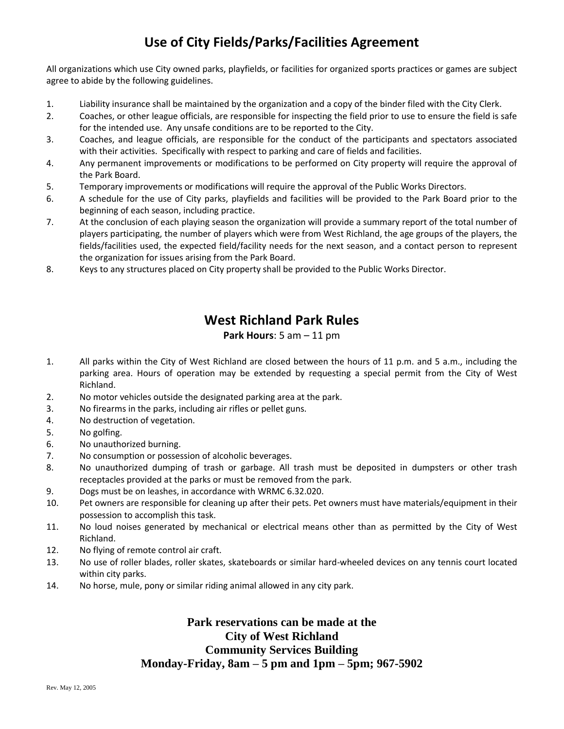# Use of City Fields/Parks/Facilities Agreement

All organizations which use City owned parks, playfields, or facilities for organized sports practices or games are subject agree to abide by the following guidelines.

1. Liability insurance shall be maintained by the organization and a copy of the binder filed with the City Clerk.
2. Coaches, or other league officials, are responsible for inspecting the field prior to use to ensure the field is safe for the intended use. Any unsafe conditions are to be reported to the City.
3. Coaches, and league officials, are responsible for the conduct of the participants and spectators associated with their activities. Specifically with respect to parking and care of fields and facilities.
4. Any permanent improvements or modifications to be performed on City property will require the approval of the Park Board.
5. Temporary improvements or modifications will require the approval of the Public Works Directors.
6. A schedule for the use of City parks, playfields and facilities will be provided to the Park Board prior to the beginning of each season, including practice.
7. At the conclusion of each playing season the organization will provide a summary report of the total number of players participating, the number of players which were from West Richland, the age groups of the players, the fields/facilities used, the expected field/facility needs for the next season, and a contact person to represent the organization for issues arising from the Park Board.
8. Keys to any structures placed on City property shall be provided to the Public Works Director.

# West Richland Park Rules

**Park Hours**: 5 am – 11 pm

1. All parks within the City of West Richland are closed between the hours of 11 p.m. and 5 a.m., including the parking area. Hours of operation may be extended by requesting a special permit from the City of West Richland.
2. No motor vehicles outside the designated parking area at the park.
3. No firearms in the parks, including air rifles or pellet guns.
4. No destruction of vegetation.
5. No golfing.
6. No unauthorized burning.
7. No consumption or possession of alcoholic beverages.
8. No unauthorized dumping of trash or garbage. All trash must be deposited in dumpsters or other trash receptacles provided at the parks or must be removed from the park.
9. Dogs must be on leashes, in accordance with WRMC 6.32.020.
10. Pet owners are responsible for cleaning up after their pets. Pet owners must have materials/equipment in their possession to accomplish this task.
11. No loud noises generated by mechanical or electrical means other than as permitted by the City of West Richland.
12. No flying of remote control air craft.
13. No use of roller blades, roller skates, skateboards or similar hard-wheeled devices on any tennis court located within city parks.
14. No horse, mule, pony or similar riding animal allowed in any city park.

**Park reservations can be made at the**
**City of West Richland**
**Community Services Building**
**Monday-Friday, 8am – 5 pm and 1pm – 5pm; 967-5902**

Rev. May 12, 2005